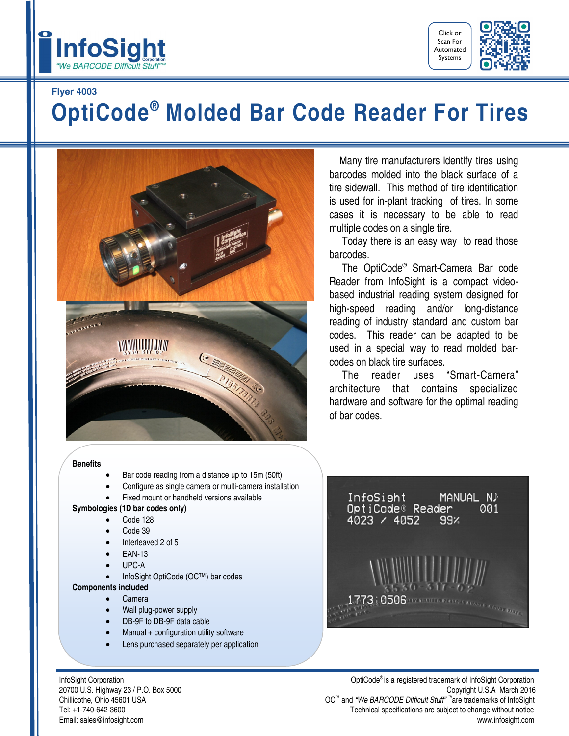InfoSight Corporation
*"We BARCODE Difficult Stuff"™*

Click or Scan For Automated Systems

Flyer 4003

# OptiCode® Molded Bar Code Reader For Tires

Many tire manufacturers identify tires using barcodes molded into the black surface of a tire sidewall. This method of tire identification is used for in-plant tracking of tires. In some cases it is necessary to be able to read multiple codes on a single tire.

Today there is an easy way to read those barcodes.

The OptiCode® Smart-Camera Bar code Reader from InfoSight is a compact video-based industrial reading system designed for high-speed reading and/or long-distance reading of industry standard and custom bar codes. This reader can be adapted to be used in a special way to read molded bar-codes on black tire surfaces.

The reader uses "Smart-Camera" architecture that contains specialized hardware and software for the optimal reading of bar codes.

**Benefits**

- Bar code reading from a distance up to 15m (50ft)
- Configure as single camera or multi-camera installation
- Fixed mount or handheld versions available

**Symbologies (1D bar codes only)**

- Code 128
- Code 39
- Interleaved 2 of 5
- EAN-13
- UPC-A
- InfoSight OptiCode (OC™) bar codes

**Components included**

- Camera
- Wall plug-power supply
- DB-9F to DB-9F data cable
- Manual + configuration utility software
- Lens purchased separately per application

InfoSight Corporation
20700 U.S. Highway 23 / P.O. Box 5000
Chillicothe, Ohio 45601 USA
Tel: +1-740-642-3600
Email: sales@infosight.com

OptiCode® is a registered trademark of InfoSight Corporation
Copyright U.S.A March 2016
OC™ and *"We BARCODE Difficult Stuff"* ™ are trademarks of InfoSight
Technical specifications are subject to change without notice
www.infosight.com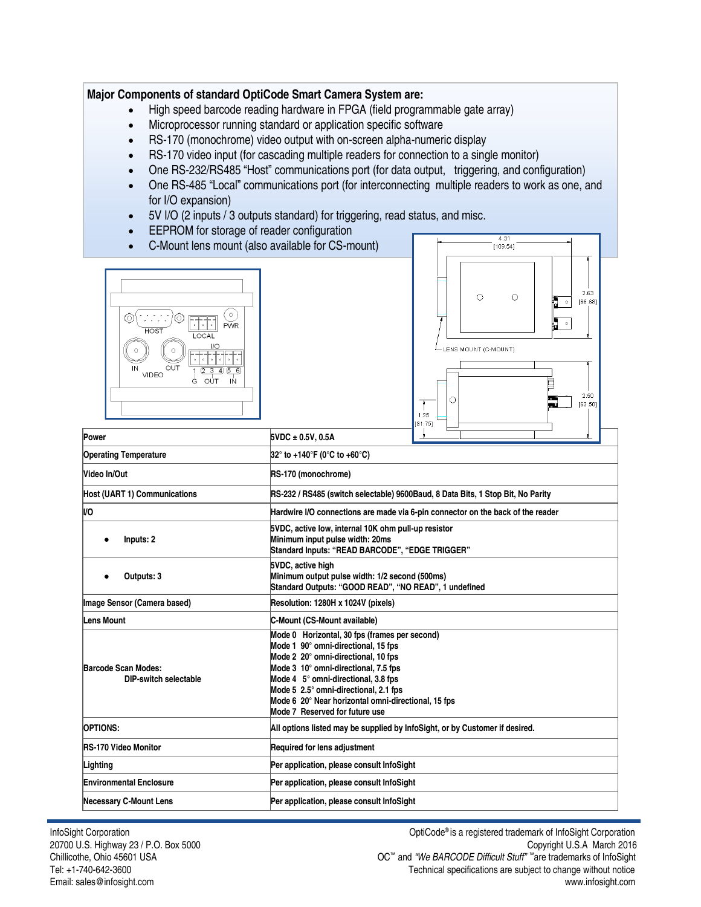**Major Components of standard OptiCode Smart Camera System are:**

- High speed barcode reading hardware in FPGA (field programmable gate array)
- Microprocessor running standard or application specific software
- RS-170 (monochrome) video output with on-screen alpha-numeric display
- RS-170 video input (for cascading multiple readers for connection to a single monitor)
- One RS-232/RS485 "Host" communications port (for data output, triggering, and configuration)
- One RS-485 "Local" communications port (for interconnecting multiple readers to work as one, and for I/O expansion)
- 5V I/O (2 inputs / 3 outputs standard) for triggering, read status, and misc.
- EEPROM for storage of reader configuration
- C-Mount lens mount (also available for CS-mount)

HOST
PWR
LOCAL
I/O
IN
OUT
VIDEO
1 2 3 4 5 6
G OUT IN

4.31
[109.54]
2.63
[66.68]
LENS MOUNT (C-MOUNT)
2.50
[63.50]
1.25
[31.75]

| | |
|---|---|
| **Power** | **5VDC ± 0.5V, 0.5A** |
| **Operating Temperature** | **32° to +140°F (0°C to +60°C)** |
| **Video In/Out** | **RS-170 (monochrome)** |
| **Host (UART 1) Communications** | **RS-232 / RS485 (switch selectable) 9600Baud, 8 Data Bits, 1 Stop Bit, No Parity** |
| **I/O** | **Hardwire I/O connections are made via 6-pin connector on the back of the reader** |
| • **Inputs: 2** | **5VDC, active low, internal 10K ohm pull-up resistor**<br>**Minimum input pulse width: 20ms**<br>**Standard Inputs: "READ BARCODE", "EDGE TRIGGER"** |
| • **Outputs: 3** | **5VDC, active high**<br>**Minimum output pulse width: 1/2 second (500ms)**<br>**Standard Outputs: "GOOD READ", "NO READ", 1 undefined** |
| **Image Sensor (Camera based)** | **Resolution: 1280H x 1024V (pixels)** |
| **Lens Mount** | **C-Mount (CS-Mount available)** |
| **Barcode Scan Modes:**<br>**DIP-switch selectable** | **Mode 0 Horizontal, 30 fps (frames per second)**<br>**Mode 1 90° omni-directional, 15 fps**<br>**Mode 2 20° omni-directional, 10 fps**<br>**Mode 3 10° omni-directional, 7.5 fps**<br>**Mode 4 5° omni-directional, 3.8 fps**<br>**Mode 5 2.5° omni-directional, 2.1 fps**<br>**Mode 6 20° Near horizontal omni-directional, 15 fps**<br>**Mode 7 Reserved for future use** |
| **OPTIONS:** | **All options listed may be supplied by InfoSight, or by Customer if desired.** |
| **RS-170 Video Monitor** | **Required for lens adjustment** |
| **Lighting** | **Per application, please consult InfoSight** |
| **Environmental Enclosure** | **Per application, please consult InfoSight** |
| **Necessary C-Mount Lens** | **Per application, please consult InfoSight** |

InfoSight Corporation
20700 U.S. Highway 23 / P.O. Box 5000
Chillicothe, Ohio 45601 USA
Tel: +1-740-642-3600
Email: sales@infosight.com

OptiCode® is a registered trademark of InfoSight Corporation
Copyright U.S.A March 2016
OC™ and *"We BARCODE Difficult Stuff"* ™ are trademarks of InfoSight
Technical specifications are subject to change without notice
www.infosight.com